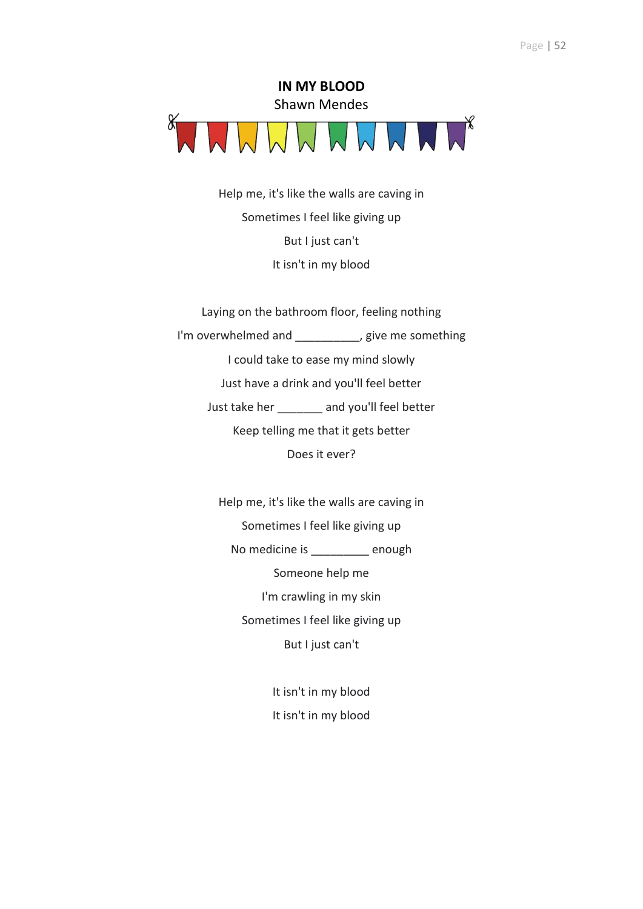# IN MY BLOOD

Shawn Mendes

Help me, it's like the walls are caving in

Sometimes I feel like giving up

But I just can't

It isn't in my blood

Laying on the bathroom floor, feeling nothing

I'm overwhelmed and __________, give me something

I could take to ease my mind slowly

Just have a drink and you'll feel better

Just take her _______ and you'll feel better

Keep telling me that it gets better

Does it ever?

Help me, it's like the walls are caving in

Sometimes I feel like giving up

No medicine is _________ enough

Someone help me

I'm crawling in my skin

Sometimes I feel like giving up

But I just can't

It isn't in my blood

It isn't in my blood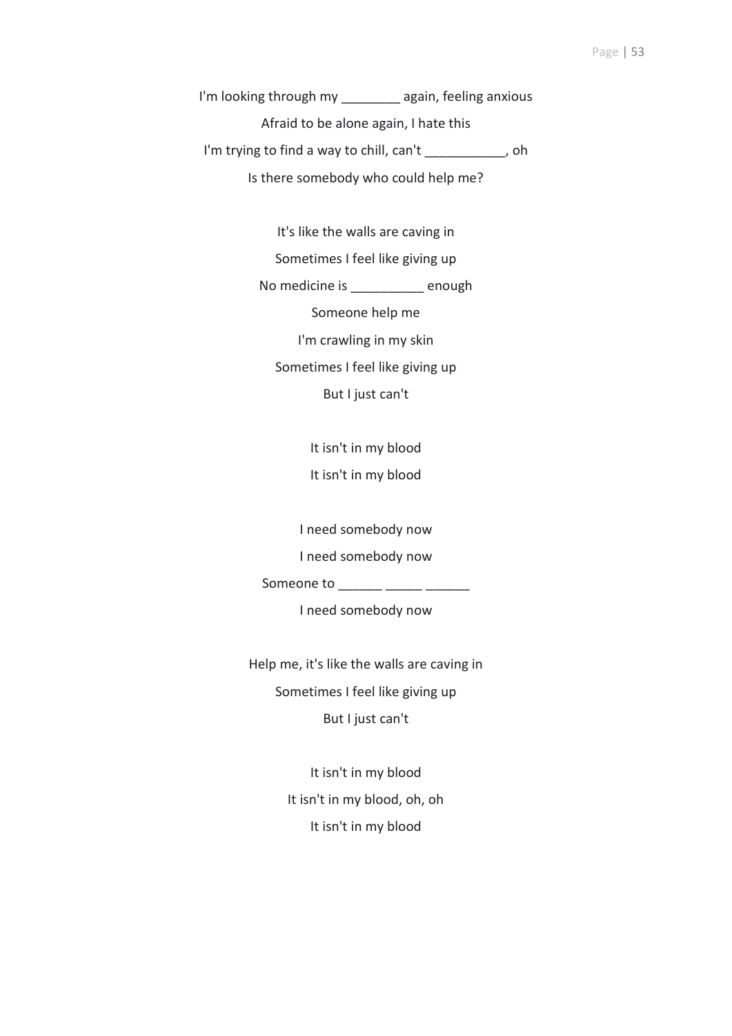I'm looking through my ________ again, feeling anxious

Afraid to be alone again, I hate this

I'm trying to find a way to chill, can't ___________, oh

Is there somebody who could help me?

It's like the walls are caving in

Sometimes I feel like giving up

No medicine is __________ enough

Someone help me

I'm crawling in my skin

Sometimes I feel like giving up

But I just can't

It isn't in my blood

It isn't in my blood

I need somebody now

I need somebody now

Someone to ______ _____ ______

I need somebody now

Help me, it's like the walls are caving in

Sometimes I feel like giving up

But I just can't

It isn't in my blood

It isn't in my blood, oh, oh

It isn't in my blood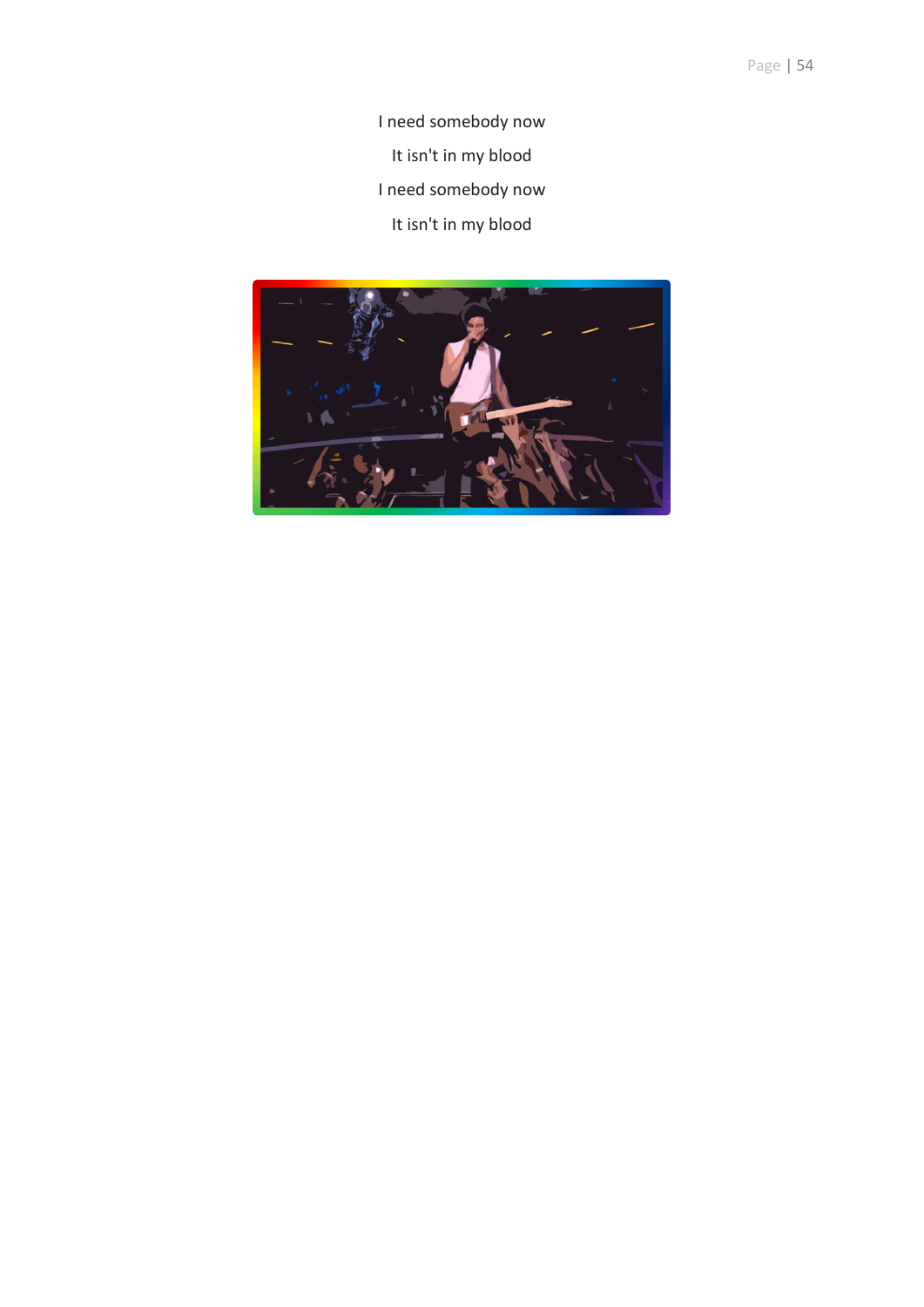I need somebody now

It isn't in my blood

I need somebody now

It isn't in my blood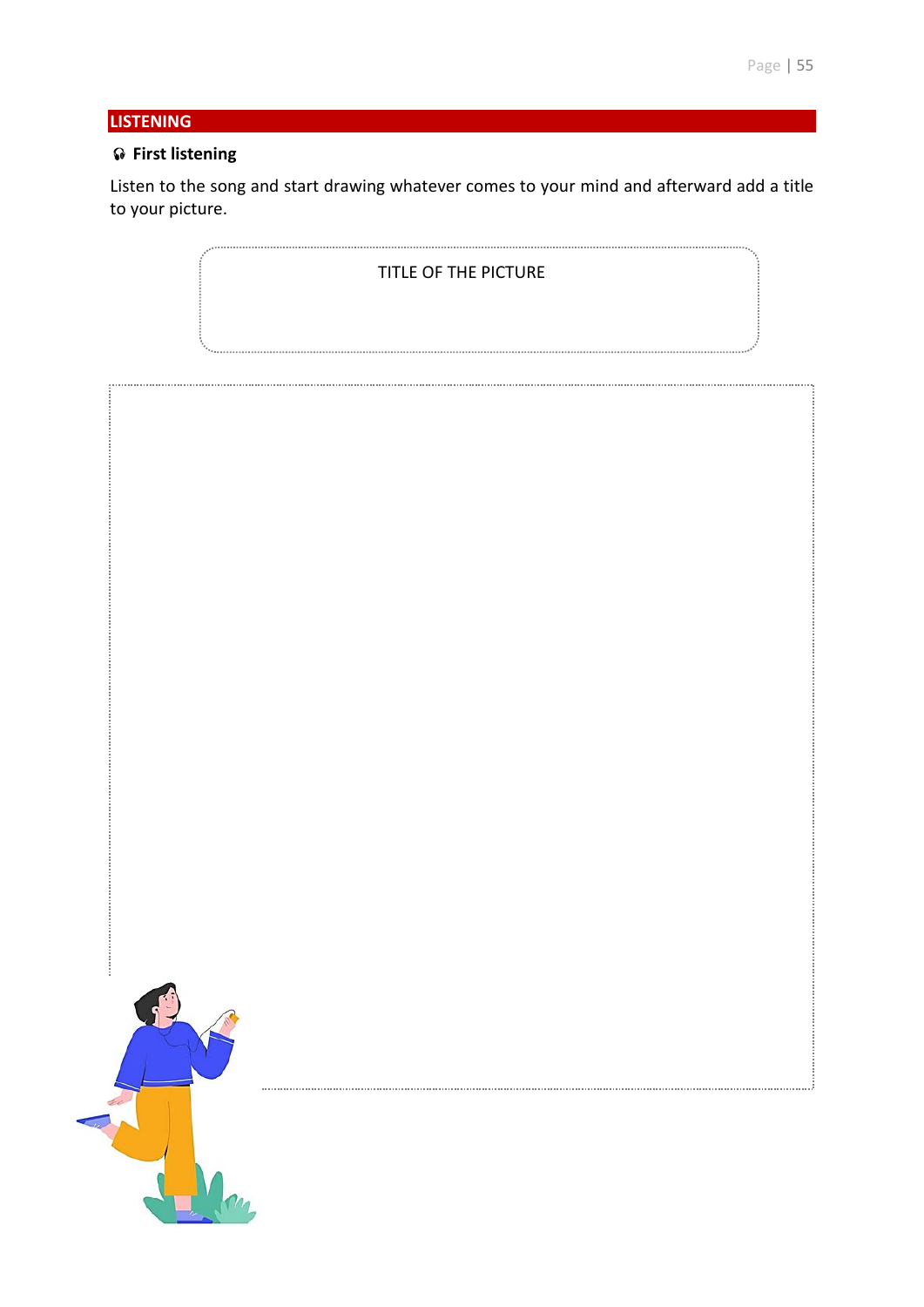## LISTENING

### 🎧 First listening

Listen to the song and start drawing whatever comes to your mind and afterward add a title to your picture.

TITLE OF THE PICTURE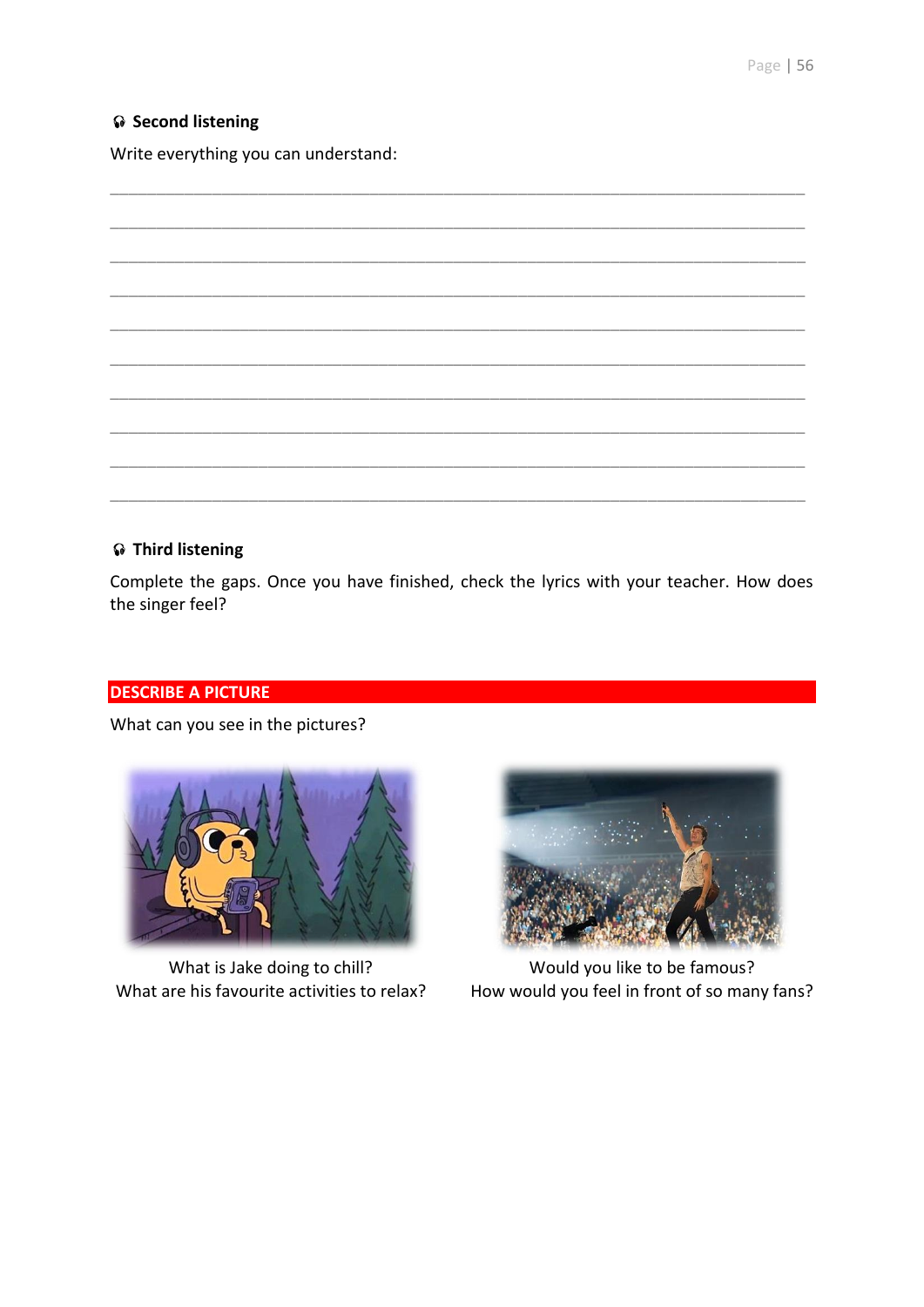### 🎧 Second listening

Write everything you can understand:

_______________________________________________________________________________

_______________________________________________________________________________

_______________________________________________________________________________

_______________________________________________________________________________

_______________________________________________________________________________

_______________________________________________________________________________

_______________________________________________________________________________

_______________________________________________________________________________

_______________________________________________________________________________

_______________________________________________________________________________

### 🎧 Third listening

Complete the gaps. Once you have finished, check the lyrics with your teacher. How does the singer feel?

## DESCRIBE A PICTURE

What can you see in the pictures?

What is Jake doing to chill?
What are his favourite activities to relax?

Would you like to be famous?
How would you feel in front of so many fans?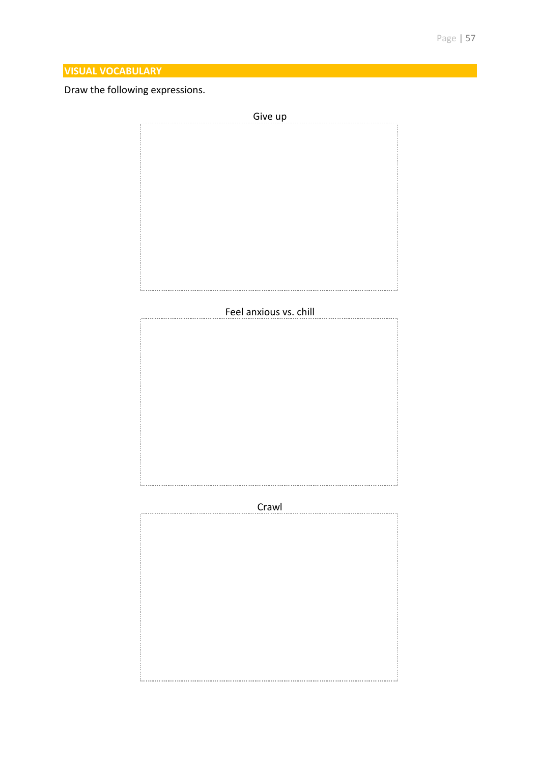## VISUAL VOCABULARY

Draw the following expressions.

Give up

Feel anxious vs. chill

Crawl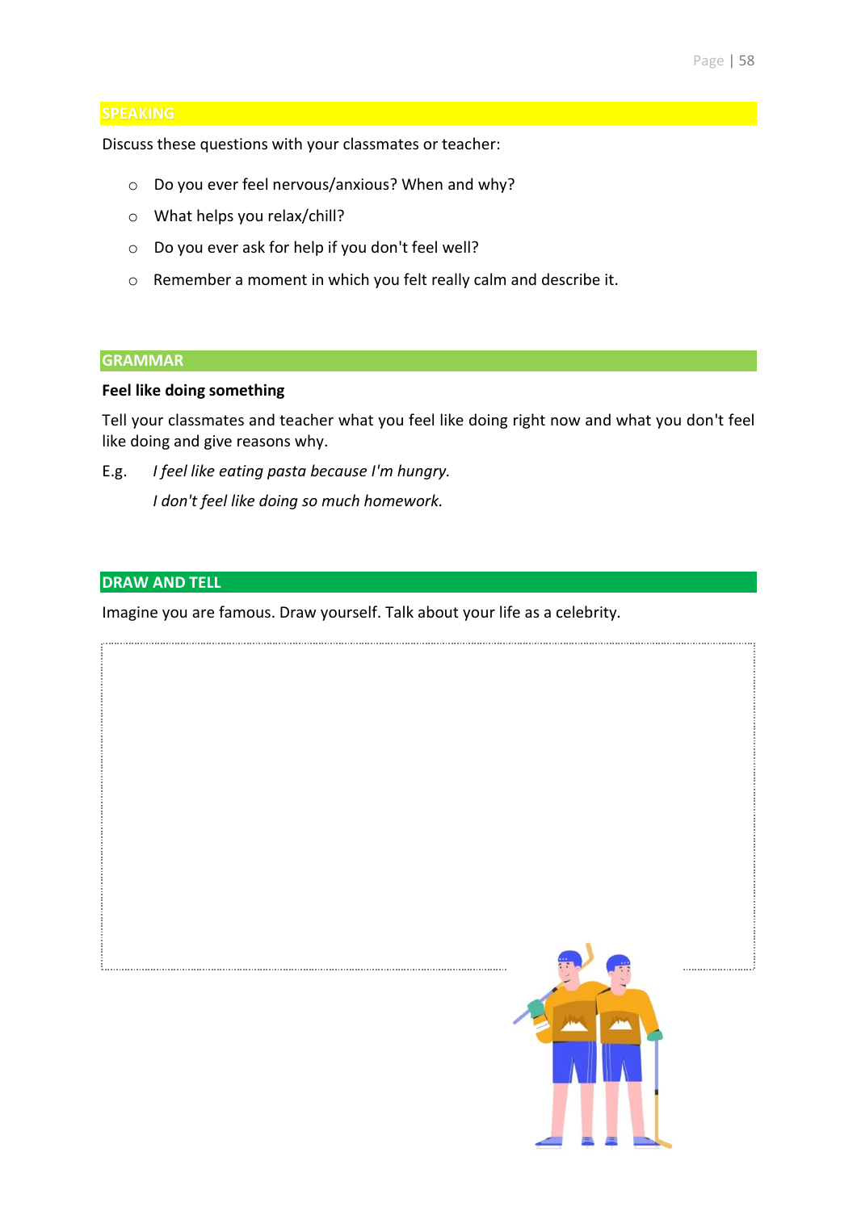## SPEAKING

Discuss these questions with your classmates or teacher:

- Do you ever feel nervous/anxious? When and why?
- What helps you relax/chill?
- Do you ever ask for help if you don't feel well?
- Remember a moment in which you felt really calm and describe it.

## GRAMMAR

**Feel like doing something**

Tell your classmates and teacher what you feel like doing right now and what you don't feel like doing and give reasons why.

E.g. *I feel like eating pasta because I'm hungry.*

*I don't feel like doing so much homework.*

## DRAW AND TELL

Imagine you are famous. Draw yourself. Talk about your life as a celebrity.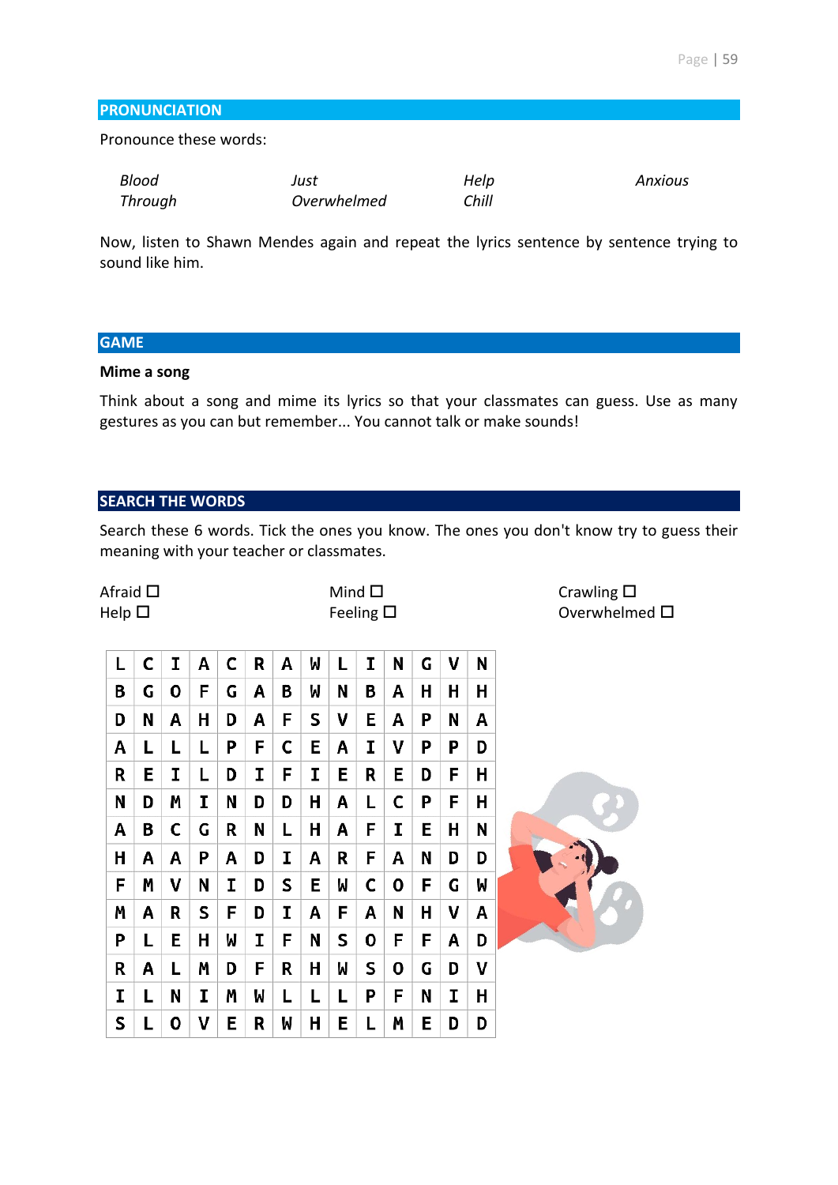## PRONUNCIATION

Pronounce these words:

| | | | |
|---|---|---|---|
| *Blood* | *Just* | *Help* | *Anxious* |
| *Through* | *Overwhelmed* | *Chill* | |

Now, listen to Shawn Mendes again and repeat the lyrics sentence by sentence trying to sound like him.

## GAME

**Mime a song**

Think about a song and mime its lyrics so that your classmates can guess. Use as many gestures as you can but remember... You cannot talk or make sounds!

## SEARCH THE WORDS

Search these 6 words. Tick the ones you know. The ones you don't know try to guess their meaning with your teacher or classmates.

| | | |
|---|---|---|
| Afraid ☐ | Mind ☐ | Crawling ☐ |
| Help ☐ | Feeling ☐ | Overwhelmed ☐ |

| | | | | | | | | | | | | | |
|---|---|---|---|---|---|---|---|---|---|---|---|---|---|
| L | C | I | A | C | R | A | W | L | I | N | G | V | N |
| B | G | O | F | G | A | B | W | N | B | A | H | H | H |
| D | N | A | H | D | A | F | S | V | E | A | P | N | A |
| A | L | L | L | P | F | C | E | A | I | V | P | P | D |
| R | E | I | L | D | I | F | I | E | R | E | D | F | H |
| N | D | M | I | N | D | D | H | A | L | C | P | F | H |
| A | B | C | G | R | N | L | H | A | F | I | E | H | N |
| H | A | A | P | A | D | I | A | R | F | A | N | D | D |
| F | M | V | N | I | D | S | E | W | C | O | F | G | W |
| M | A | R | S | F | D | I | A | F | A | N | H | V | A |
| P | L | E | H | W | I | F | N | S | O | F | F | A | D |
| R | A | L | M | D | F | R | H | W | S | O | G | D | V |
| I | L | N | I | M | W | L | L | L | P | F | N | I | H |
| S | L | O | V | E | R | W | H | E | L | M | E | D | D |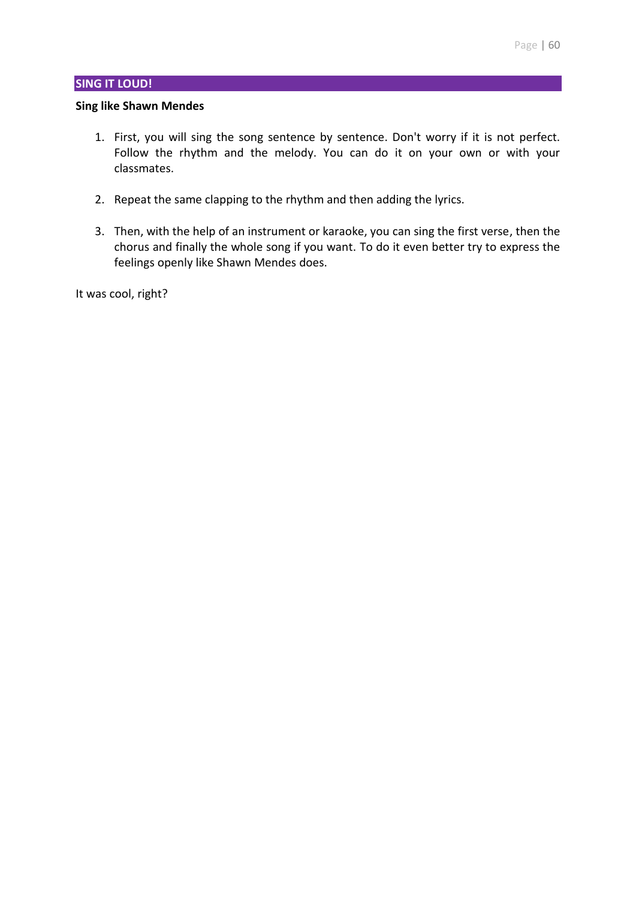## SING IT LOUD!

**Sing like Shawn Mendes**

1. First, you will sing the song sentence by sentence. Don't worry if it is not perfect. Follow the rhythm and the melody. You can do it on your own or with your classmates.

2. Repeat the same clapping to the rhythm and then adding the lyrics.

3. Then, with the help of an instrument or karaoke, you can sing the first verse, then the chorus and finally the whole song if you want. To do it even better try to express the feelings openly like Shawn Mendes does.

It was cool, right?